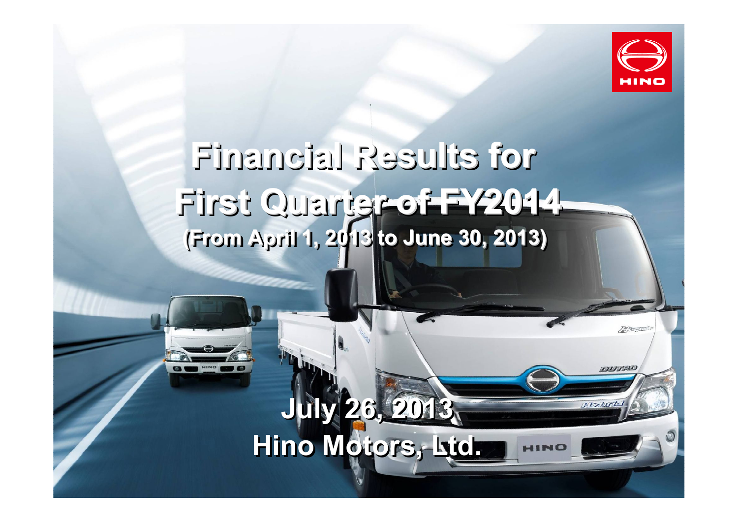# Financial Results for First Quarter of FY2014

**(From April 1, 2013 to June 30, 2013)**

**July 26, 2013**

**Hino Motors, Ltd.**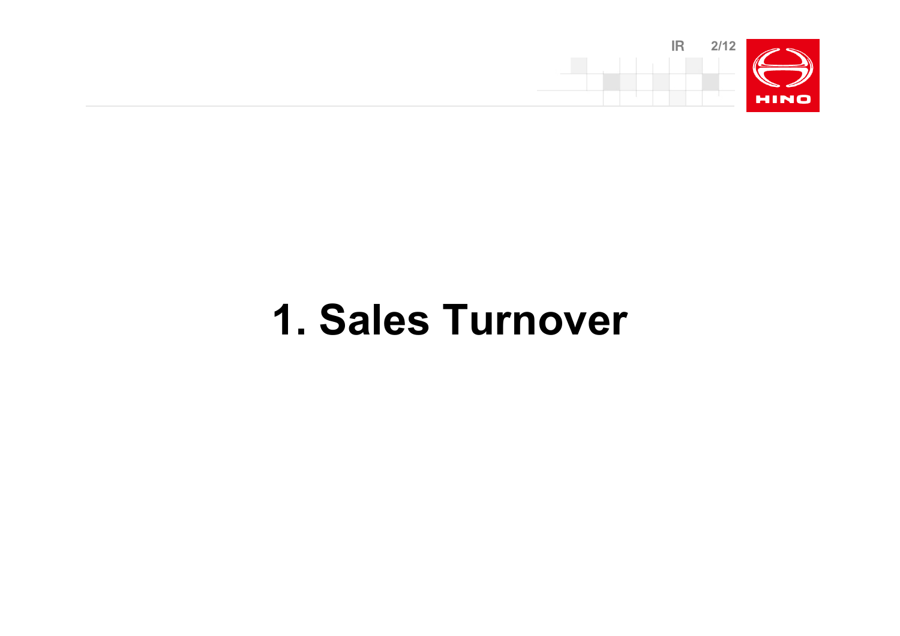# 1. Sales Turnover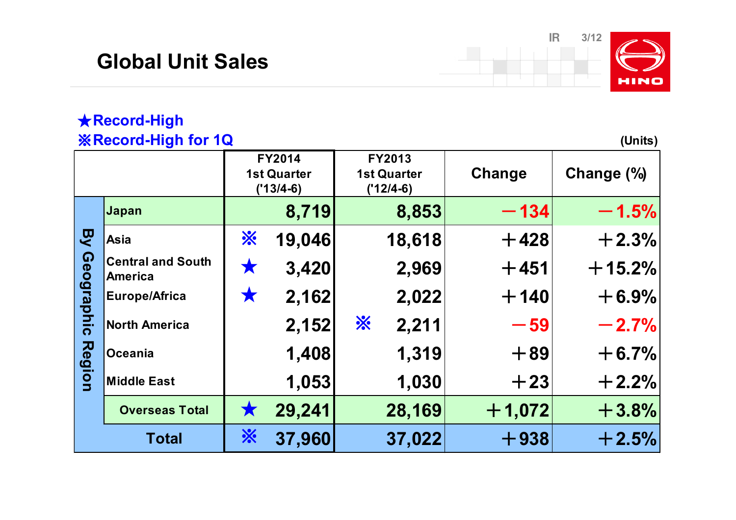# Global Unit Sales

★Record-High
※Record-High for 1Q

(Units)

| | | FY2014 1st Quarter ('13/4-6) | FY2013 1st Quarter ('12/4-6) | Change | Change (%) |
|---|---|---|---|---|---|
| By Geographic Region | Japan | 8,719 | 8,853 | −134 | −1.5% |
| | Asia | ※ 19,046 | 18,618 | ＋428 | ＋2.3% |
| | Central and South America | ★ 3,420 | 2,969 | ＋451 | ＋15.2% |
| | Europe/Africa | ★ 2,162 | 2,022 | ＋140 | ＋6.9% |
| | North America | 2,152 | ※ 2,211 | −59 | −2.7% |
| | Oceania | 1,408 | 1,319 | ＋89 | ＋6.7% |
| | Middle East | 1,053 | 1,030 | ＋23 | ＋2.2% |
| | Overseas Total | ★ 29,241 | 28,169 | ＋1,072 | ＋3.8% |
| Total | | ※ 37,960 | 37,022 | ＋938 | ＋2.5% |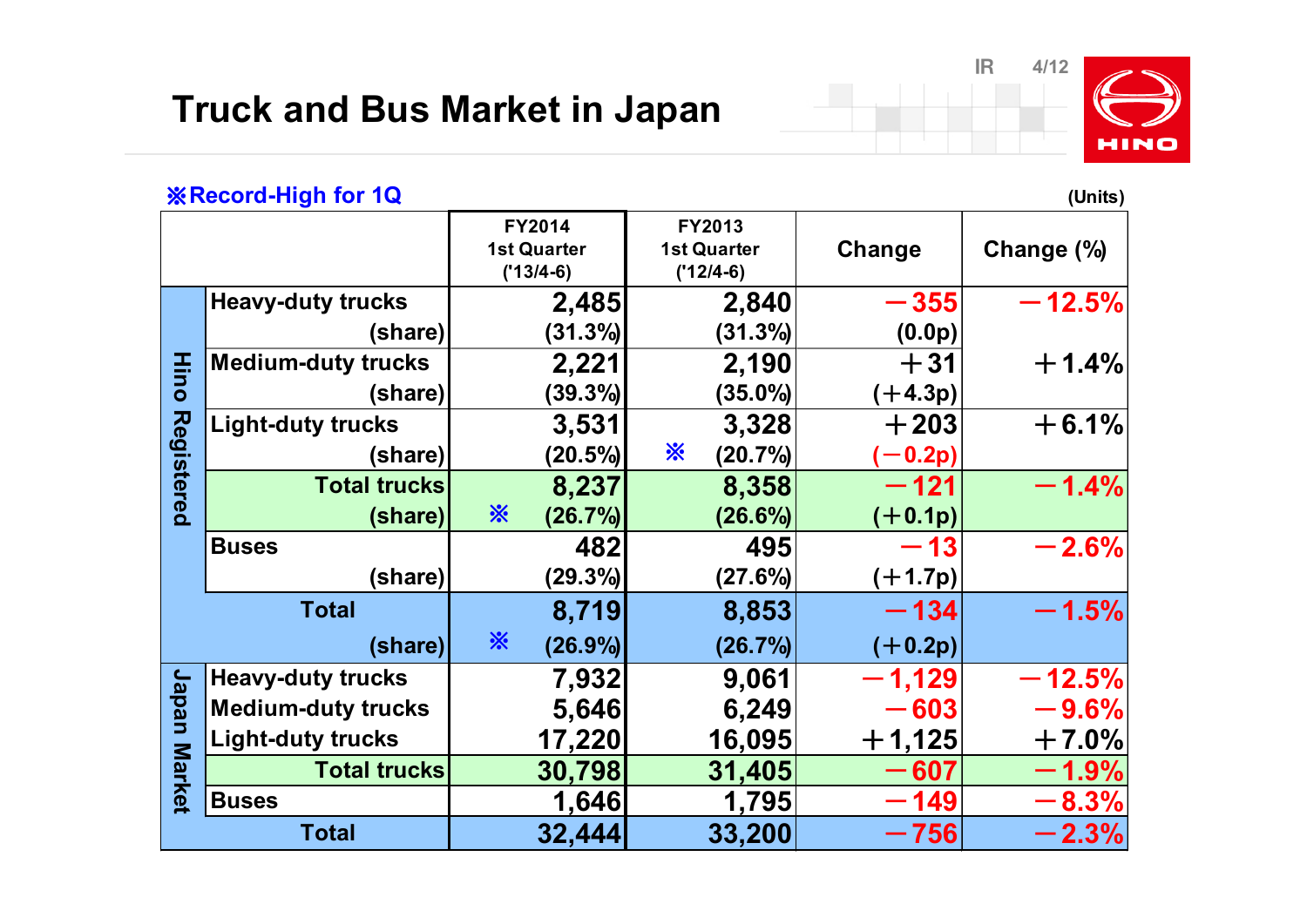# Truck and Bus Market in Japan

※Record-High for 1Q

(Units)

| | | FY2014 1st Quarter ('13/4-6) | FY2013 1st Quarter ('12/4-6) | Change | Change (%) |
|---|---|---|---|---|---|
| Hino Registered | Heavy-duty trucks | 2,485 | 2,840 | −355 | −12.5% |
| | (share) | (31.3%) | (31.3%) | (0.0p) | |
| | Medium-duty trucks | 2,221 | 2,190 | ＋31 | ＋1.4% |
| | (share) | (39.3%) | (35.0%) | (＋4.3p) | |
| | Light-duty trucks | 3,531 | 3,328 | ＋203 | ＋6.1% |
| | (share) | (20.5%) | ※ (20.7%) | (−0.2p) | |
| | Total trucks | 8,237 | 8,358 | −121 | −1.4% |
| | (share) | ※ (26.7%) | (26.6%) | (＋0.1p) | |
| | Buses | 482 | 495 | −13 | −2.6% |
| | (share) | (29.3%) | (27.6%) | (＋1.7p) | |
| | Total | 8,719 | 8,853 | −134 | −1.5% |
| | (share) | ※ (26.9%) | (26.7%) | (＋0.2p) | |
| Japan Market | Heavy-duty trucks | 7,932 | 9,061 | −1,129 | −12.5% |
| | Medium-duty trucks | 5,646 | 6,249 | −603 | −9.6% |
| | Light-duty trucks | 17,220 | 16,095 | ＋1,125 | ＋7.0% |
| | Total trucks | 30,798 | 31,405 | −607 | −1.9% |
| | Buses | 1,646 | 1,795 | −149 | −8.3% |
| | Total | 32,444 | 33,200 | −756 | −2.3% |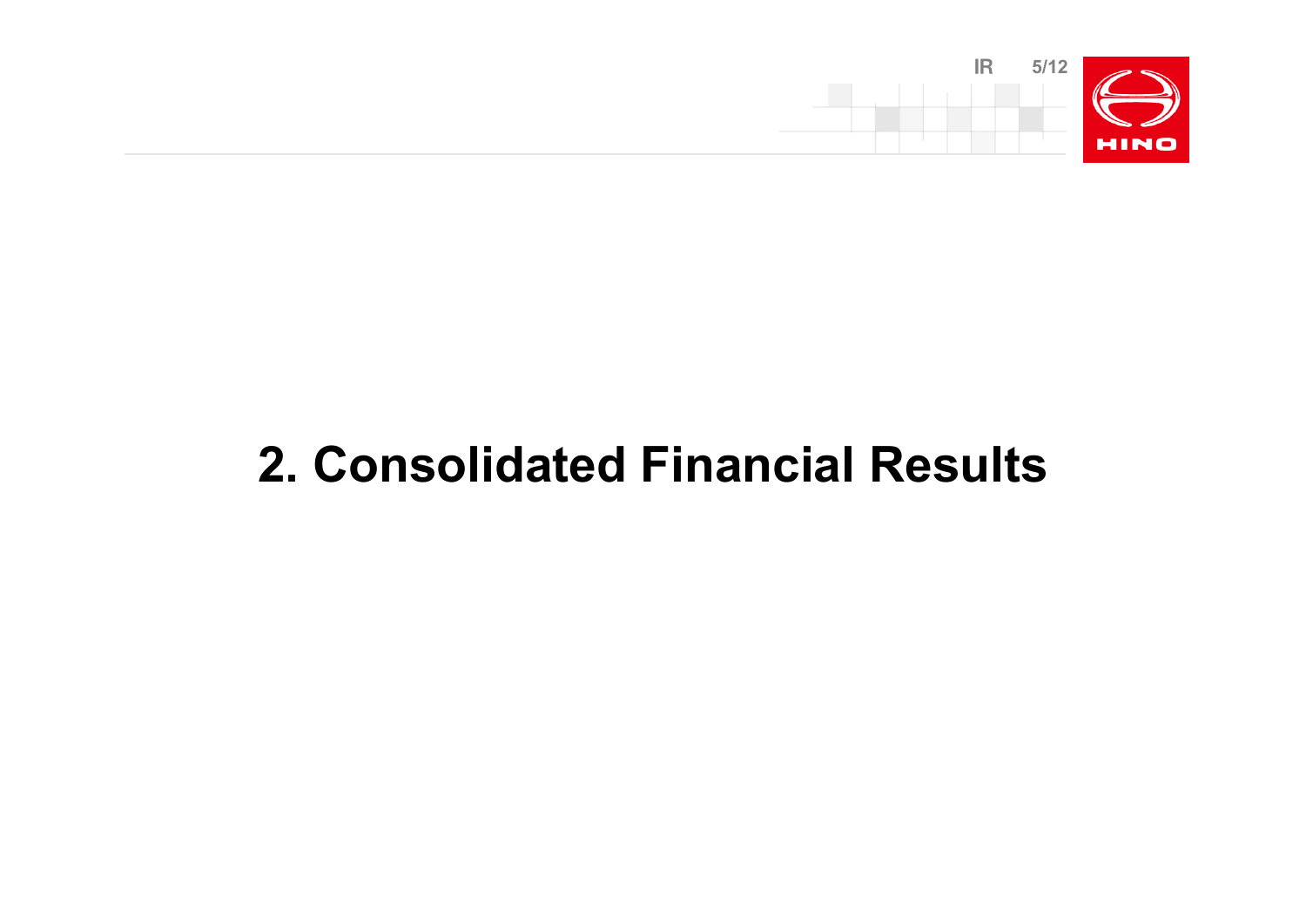# 2. Consolidated Financial Results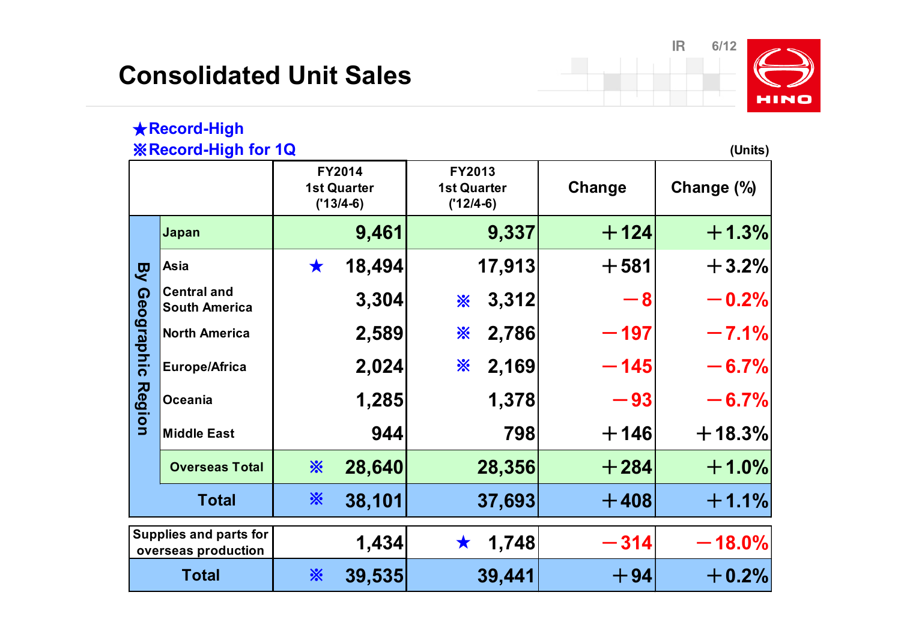# Consolidated Unit Sales

★Record-High
※Record-High for 1Q

(Units)

| | | FY2014 1st Quarter ('13/4-6) | FY2013 1st Quarter ('12/4-6) | Change | Change (%) |
|---|---|---|---|---|---|
| By Geographic Region | Japan | 9,461 | 9,337 | ＋124 | ＋1.3% |
| | Asia | ★ 18,494 | 17,913 | ＋581 | ＋3.2% |
| | Central and South America | 3,304 | ※ 3,312 | －8 | －0.2% |
| | North America | 2,589 | ※ 2,786 | －197 | －7.1% |
| | Europe/Africa | 2,024 | ※ 2,169 | －145 | －6.7% |
| | Oceania | 1,285 | 1,378 | －93 | －6.7% |
| | Middle East | 944 | 798 | ＋146 | ＋18.3% |
| | Overseas Total | ※ 28,640 | 28,356 | ＋284 | ＋1.0% |
| Total | | ※ 38,101 | 37,693 | ＋408 | ＋1.1% |
| Supplies and parts for overseas production | | 1,434 | ★ 1,748 | －314 | －18.0% |
| Total | | ※ 39,535 | 39,441 | ＋94 | ＋0.2% |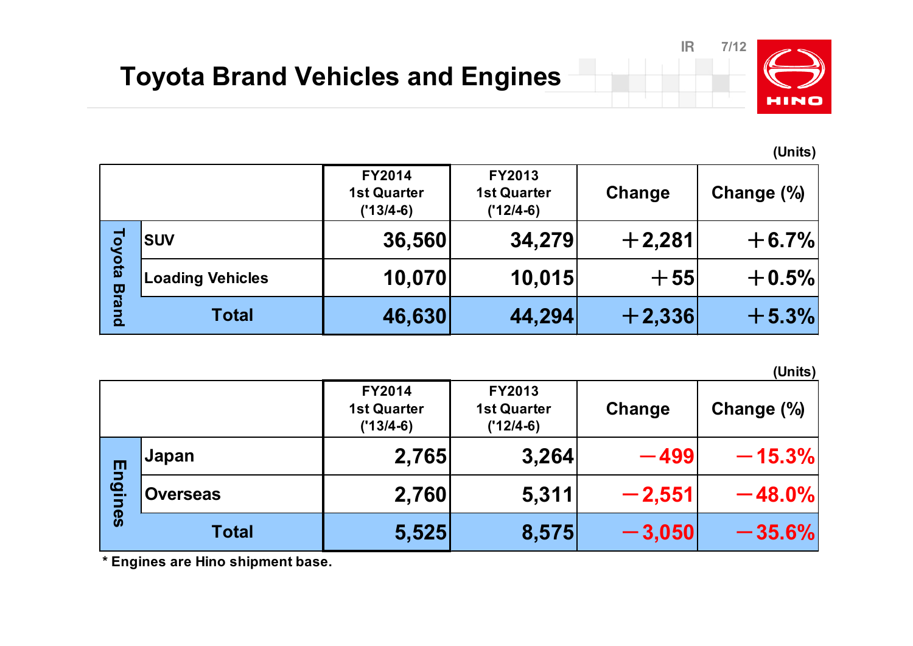# Toyota Brand Vehicles and Engines

(Units)

| | | FY2014 1st Quarter ('13/4-6) | FY2013 1st Quarter ('12/4-6) | Change | Change (%) |
|---|---|---|---|---|---|
| Toyota Brand | SUV | 36,560 | 34,279 | ＋2,281 | ＋6.7% |
| | Loading Vehicles | 10,070 | 10,015 | ＋55 | ＋0.5% |
| | Total | 46,630 | 44,294 | ＋2,336 | ＋5.3% |

(Units)

| | | FY2014 1st Quarter ('13/4-6) | FY2013 1st Quarter ('12/4-6) | Change | Change (%) |
|---|---|---|---|---|---|
| Engines | Japan | 2,765 | 3,264 | －499 | －15.3% |
| | Overseas | 2,760 | 5,311 | －2,551 | －48.0% |
| | Total | 5,525 | 8,575 | －3,050 | －35.6% |

* Engines are Hino shipment base.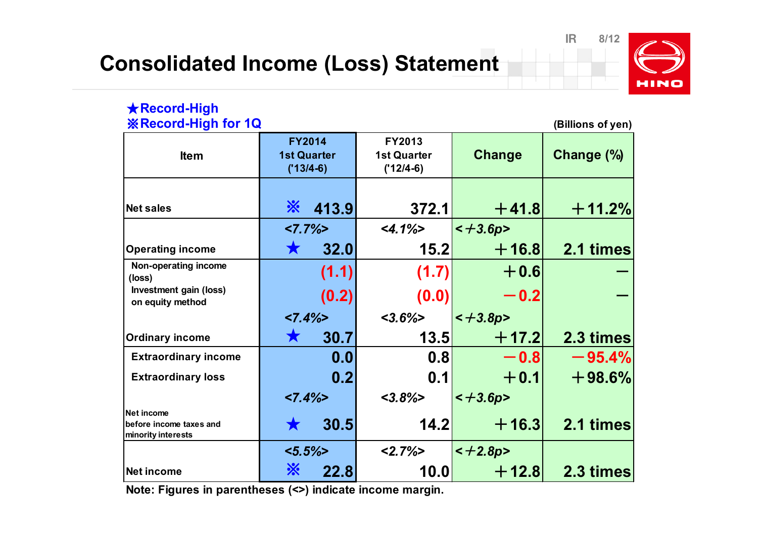# Consolidated Income (Loss) Statement

★Record-High
※Record-High for 1Q

(Billions of yen)

| Item | FY2014 1st Quarter ('13/4-6) | FY2013 1st Quarter ('12/4-6) | Change | Change (%) |
|---|---|---|---|---|
| Net sales | ※ 413.9 | 372.1 | ＋41.8 | ＋11.2% |
| Operating income | <7.7%> ★ 32.0 | <4.1%> 15.2 | <＋3.6p> ＋16.8 | 2.1 times |
| Non-operating income (loss) | (1.1) | (1.7) | ＋0.6 | － |
| Investment gain (loss) on equity method | (0.2) | (0.0) | －0.2 | － |
| Ordinary income | <7.4%> ★ 30.7 | <3.6%> 13.5 | <＋3.8p> ＋17.2 | 2.3 times |
| Extraordinary income | 0.0 | 0.8 | －0.8 | －95.4% |
| Extraordinary loss | 0.2 | 0.1 | ＋0.1 | ＋98.6% |
| Net income before income taxes and minority interests | <7.4%> ★ 30.5 | <3.8%> 14.2 | <＋3.6p> ＋16.3 | 2.1 times |
| Net income | <5.5%> ※ 22.8 | <2.7%> 10.0 | <＋2.8p> ＋12.8 | 2.3 times |

Note: Figures in parentheses (<>) indicate income margin.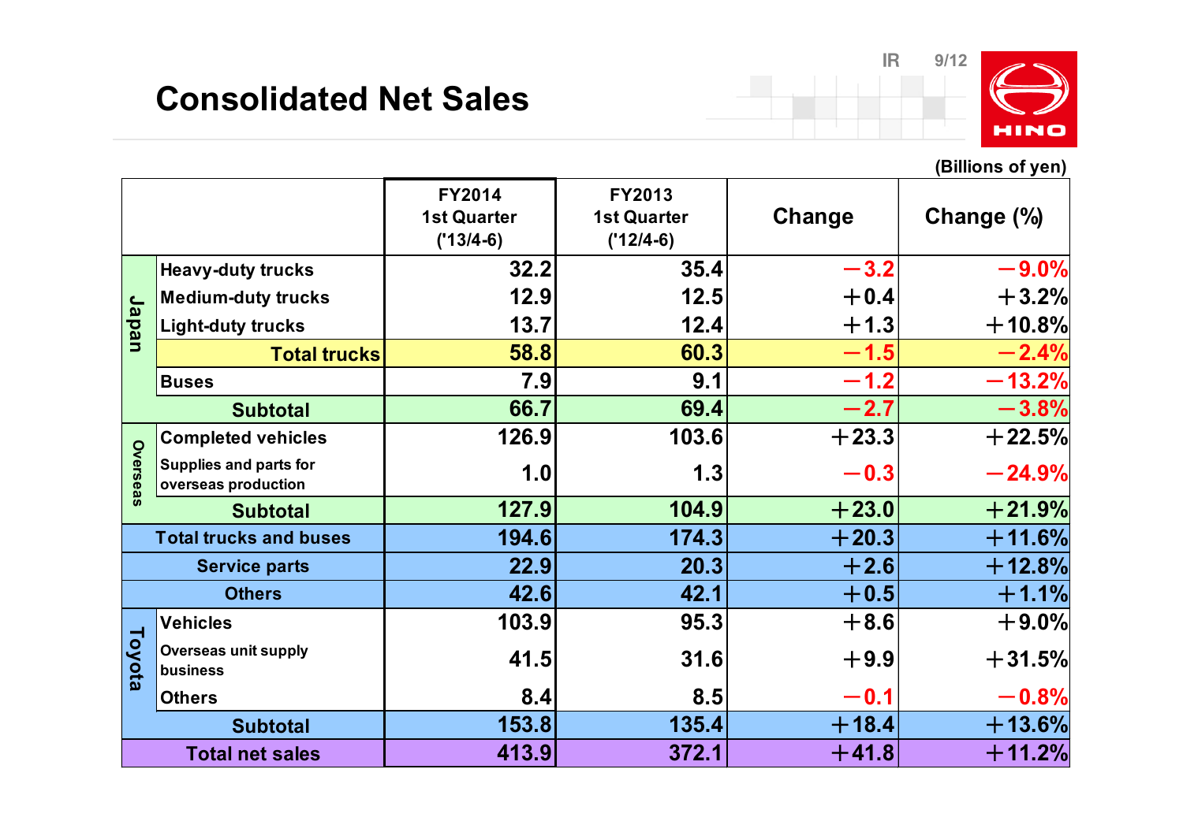# Consolidated Net Sales

(Billions of yen)

| | | FY2014 1st Quarter ('13/4-6) | FY2013 1st Quarter ('12/4-6) | Change | Change (%) |
|---|---|---|---|---|---|
| Japan | Heavy-duty trucks | 32.2 | 35.4 | −3.2 | −9.0% |
| | Medium-duty trucks | 12.9 | 12.5 | +0.4 | +3.2% |
| | Light-duty trucks | 13.7 | 12.4 | +1.3 | +10.8% |
| | Total trucks | 58.8 | 60.3 | −1.5 | −2.4% |
| | Buses | 7.9 | 9.1 | −1.2 | −13.2% |
| | Subtotal | 66.7 | 69.4 | −2.7 | −3.8% |
| Overseas | Completed vehicles | 126.9 | 103.6 | +23.3 | +22.5% |
| | Supplies and parts for overseas production | 1.0 | 1.3 | −0.3 | −24.9% |
| | Subtotal | 127.9 | 104.9 | +23.0 | +21.9% |
| Total trucks and buses | | 194.6 | 174.3 | +20.3 | +11.6% |
| Service parts | | 22.9 | 20.3 | +2.6 | +12.8% |
| Others | | 42.6 | 42.1 | +0.5 | +1.1% |
| Toyota | Vehicles | 103.9 | 95.3 | +8.6 | +9.0% |
| | Overseas unit supply business | 41.5 | 31.6 | +9.9 | +31.5% |
| | Others | 8.4 | 8.5 | −0.1 | −0.8% |
| | Subtotal | 153.8 | 135.4 | +18.4 | +13.6% |
| Total net sales | | 413.9 | 372.1 | +41.8 | +11.2% |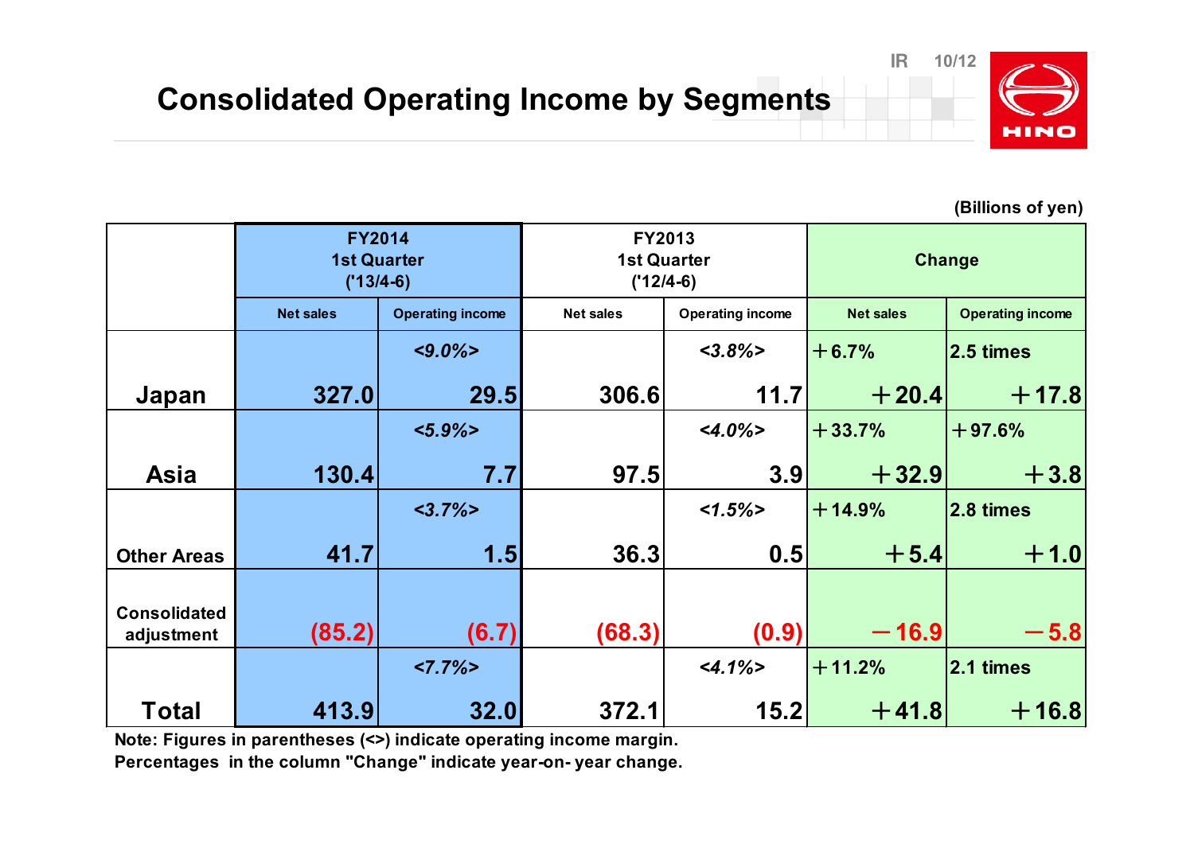# Consolidated Operating Income by Segments

(Billions of yen)

| | FY2014 1st Quarter ('13/4-6) | | FY2013 1st Quarter ('12/4-6) | | Change | |
|---|---|---|---|---|---|---|
| | Net sales | Operating income | Net sales | Operating income | Net sales | Operating income |
| Japan | 327.0 | <9.0%> 29.5 | 306.6 | <3.8%> 11.7 | +6.7% +20.4 | 2.5 times +17.8 |
| Asia | 130.4 | <5.9%> 7.7 | 97.5 | <4.0%> 3.9 | +33.7% +32.9 | +97.6% +3.8 |
| Other Areas | 41.7 | <3.7%> 1.5 | 36.3 | <1.5%> 0.5 | +14.9% +5.4 | 2.8 times +1.0 |
| Consolidated adjustment | (85.2) | (6.7) | (68.3) | (0.9) | −16.9 | −5.8 |
| Total | 413.9 | <7.7%> 32.0 | 372.1 | <4.1%> 15.2 | +11.2% +41.8 | 2.1 times +16.8 |

**Note: Figures in parentheses (<>) indicate operating income margin.**
**Percentages in the column "Change" indicate year-on- year change.**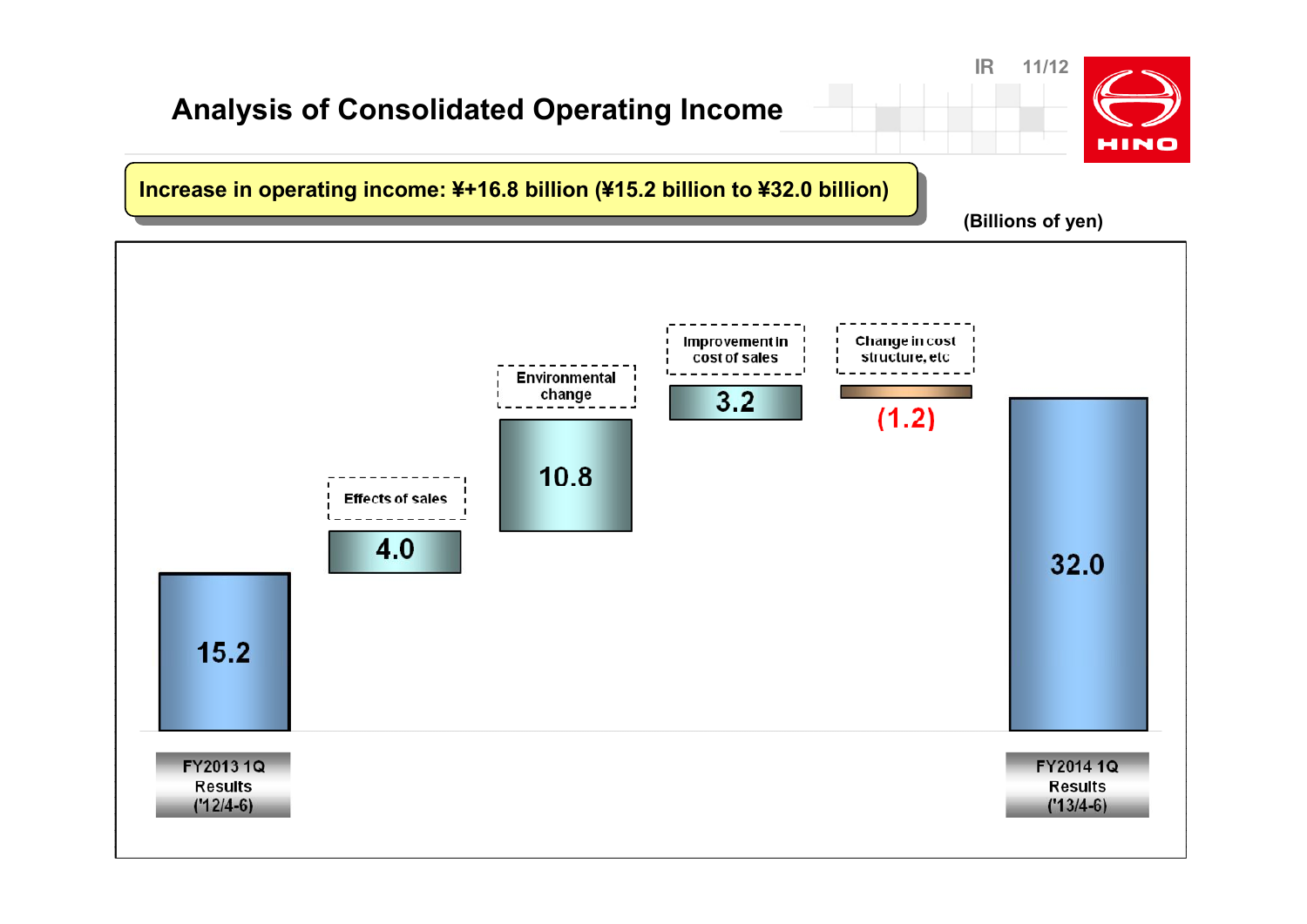# Analysis of Consolidated Operating Income

**Increase in operating income: ¥+16.8 billion (¥15.2 billion to ¥32.0 billion)**

(Billions of yen)

| Item | Amount |
| --- | --- |
| FY2013 1Q Results ('12/4-6) | 15.2 |
| Effects of sales | 4.0 |
| Environmental change | 10.8 |
| Improvement in cost of sales | 3.2 |
| Change in cost structure, etc | (1.2) |
| FY2014 1Q Results ('13/4-6) | 32.0 |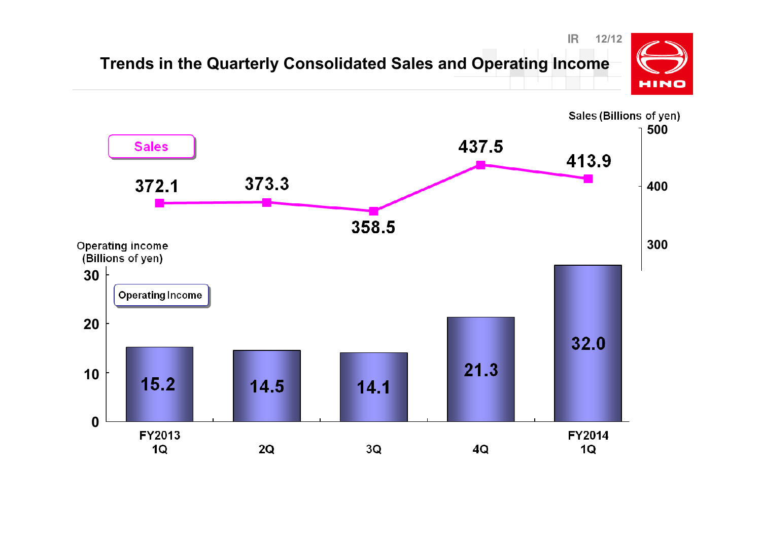# Trends in the Quarterly Consolidated Sales and Operating Income

Sales (Billions of yen)

500

400

300

Sales

372.1

373.3

358.5

437.5

413.9

Operating income (Billions of yen)

30

20

10

0

Operating Income

15.2

14.5

14.1

21.3

32.0

FY2013 1Q

2Q

3Q

4Q

FY2014 1Q